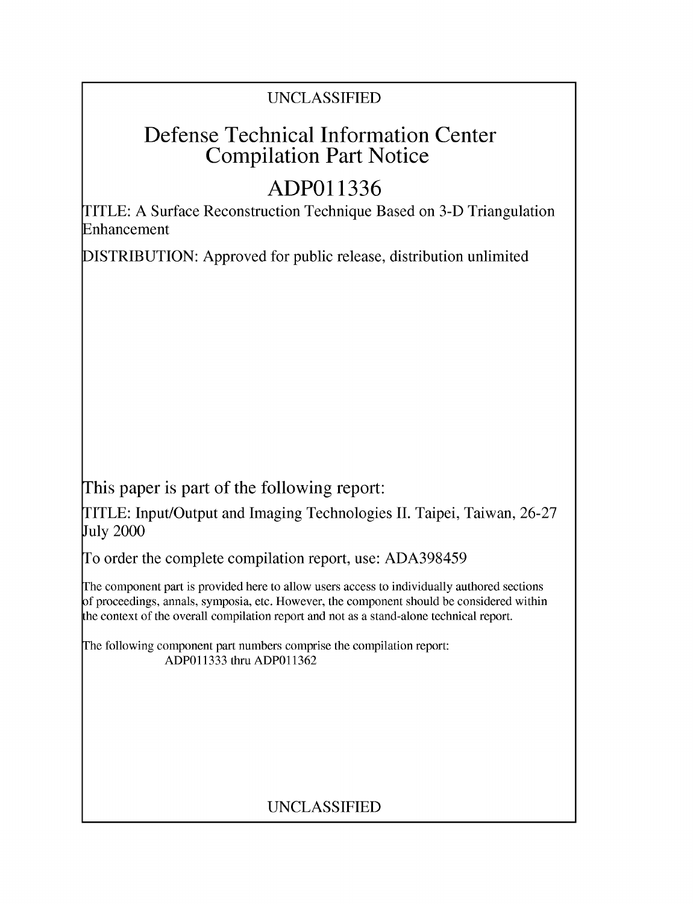UNCLASSIFIED

# Defense Technical Information Center Compilation Part Notice

## ADP011336

TITLE: A Surface Reconstruction Technique Based on 3-D Triangulation Enhancement

DISTRIBUTION: Approved for public release, distribution unlimited

This paper is part of the following report:

TITLE: Input/Output and Imaging Technologies II. Taipei, Taiwan, 26-27 July 2000

To order the complete compilation report, use: ADA398459

The component part is provided here to allow users access to individually authored sections of proceedings, annals, symposia, etc. However, the component should be considered within the context of the overall compilation report and not as a stand-alone technical report.

The following component part numbers comprise the compilation report:
ADP011333 thru ADP011362

UNCLASSIFIED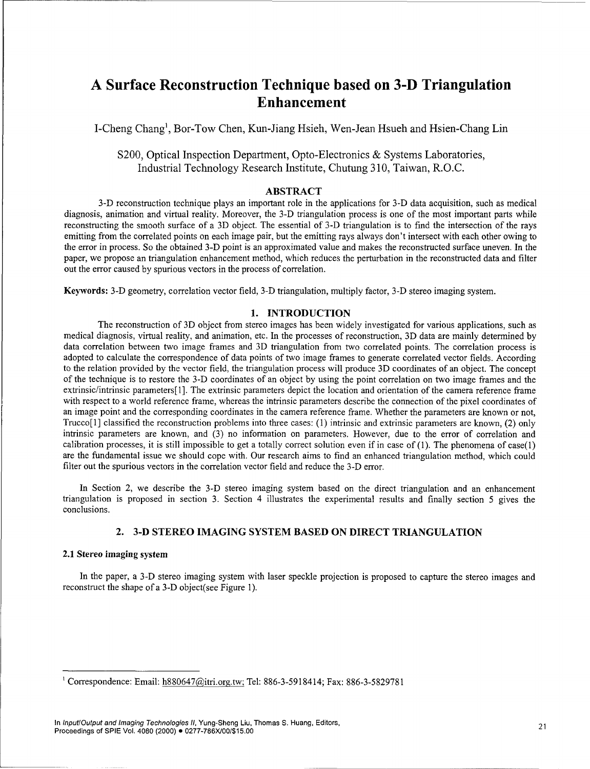# A Surface Reconstruction Technique based on 3-D Triangulation Enhancement

I-Cheng Chang[1], Bor-Tow Chen, Kun-Jiang Hsieh, Wen-Jean Hsueh and Hsien-Chang Lin

S200, Optical Inspection Department, Opto-Electronics & Systems Laboratories, Industrial Technology Research Institute, Chutung 310, Taiwan, R.O.C.

## ABSTRACT

3-D reconstruction technique plays an important role in the applications for 3-D data acquisition, such as medical diagnosis, animation and virtual reality. Moreover, the 3-D triangulation process is one of the most important parts while reconstructing the smooth surface of a 3D object. The essential of 3-D triangulation is to find the intersection of the rays emitting from the correlated points on each image pair, but the emitting rays always don't intersect with each other owing to the error in process. So the obtained 3-D point is an approximated value and makes the reconstructed surface uneven. In the paper, we propose an triangulation enhancement method, which reduces the perturbation in the reconstructed data and filter out the error caused by spurious vectors in the process of correlation.

**Keywords:** 3-D geometry, correlation vector field, 3-D triangulation, multiply factor, 3-D stereo imaging system.

## 1. INTRODUCTION

The reconstruction of 3D object from stereo images has been widely investigated for various applications, such as medical diagnosis, virtual reality, and animation, etc. In the processes of reconstruction, 3D data are mainly determined by data correlation between two image frames and 3D triangulation from two correlated points. The correlation process is adopted to calculate the correspondence of data points of two image frames to generate correlated vector fields. According to the relation provided by the vector field, the triangulation process will produce 3D coordinates of an object. The concept of the technique is to restore the 3-D coordinates of an object by using the point correlation on two image frames and the extrinsic/intrinsic parameters[1]. The extrinsic parameters depict the location and orientation of the camera reference frame with respect to a world reference frame, whereas the intrinsic parameters describe the connection of the pixel coordinates of an image point and the corresponding coordinates in the camera reference frame. Whether the parameters are known or not, Trucco[1] classified the reconstruction problems into three cases: (1) intrinsic and extrinsic parameters are known, (2) only intrinsic parameters are known, and (3) no information on parameters. However, due to the error of correlation and calibration processes, it is still impossible to get a totally correct solution even if in case of (1). The phenomena of case(1) are the fundamental issue we should cope with. Our research aims to find an enhanced triangulation method, which could filter out the spurious vectors in the correlation vector field and reduce the 3-D error.

In Section 2, we describe the 3-D stereo imaging system based on the direct triangulation and an enhancement triangulation is proposed in section 3. Section 4 illustrates the experimental results and finally section 5 gives the conclusions.

## 2. 3-D STEREO IMAGING SYSTEM BASED ON DIRECT TRIANGULATION

### 2.1 Stereo imaging system

In the paper, a 3-D stereo imaging system with laser speckle projection is proposed to capture the stereo images and reconstruct the shape of a 3-D object(see Figure 1).

---

[1] Correspondence: Email: h880647@itri.org.tw; Tel: 886-3-5918414; Fax: 886-3-5829781

In *Input/Output and Imaging Technologies II*, Yung-Sheng Liu, Thomas S. Huang, Editors, Proceedings of SPIE Vol. 4080 (2000) • 0277-786X/00/$15.00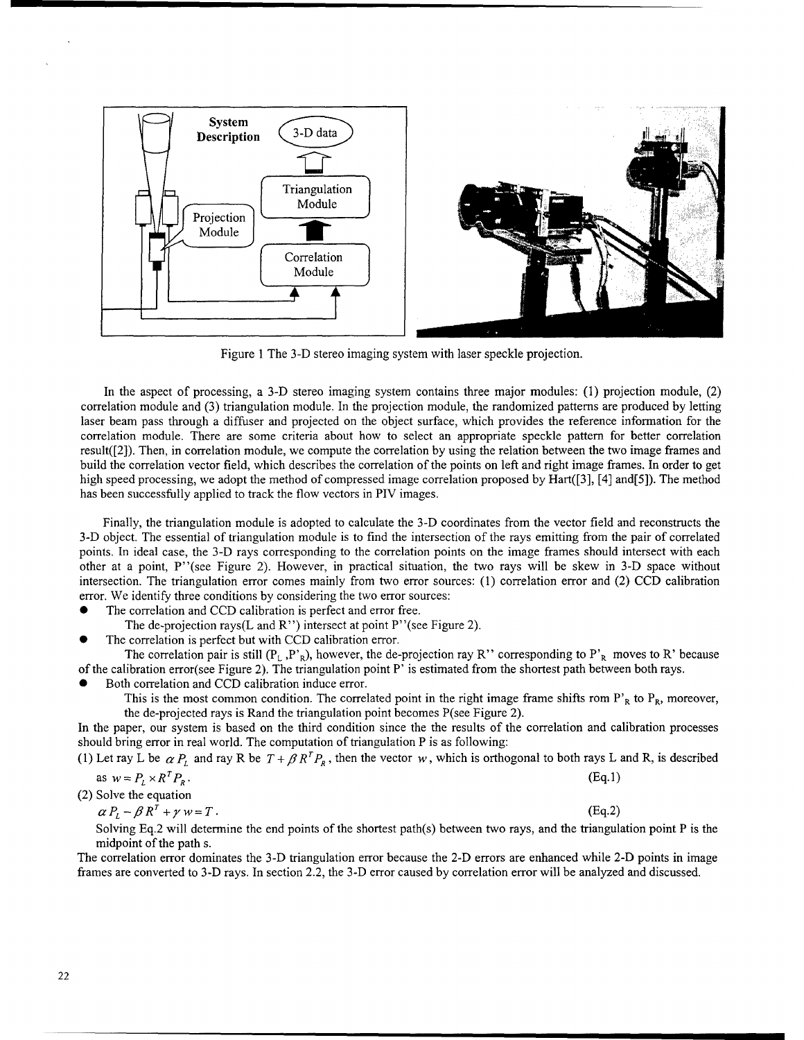Figure 1 The 3-D stereo imaging system with laser speckle projection.

In the aspect of processing, a 3-D stereo imaging system contains three major modules: (1) projection module, (2) correlation module and (3) triangulation module. In the projection module, the randomized patterns are produced by letting laser beam pass through a diffuser and projected on the object surface, which provides the reference information for the correlation module. There are some criteria about how to select an appropriate speckle pattern for better correlation result([2]). Then, in correlation module, we compute the correlation by using the relation between the two image frames and build the correlation vector field, which describes the correlation of the points on left and right image frames. In order to get high speed processing, we adopt the method of compressed image correlation proposed by Hart([3], [4] and[5]). The method has been successfully applied to track the flow vectors in PIV images.

Finally, the triangulation module is adopted to calculate the 3-D coordinates from the vector field and reconstructs the 3-D object. The essential of triangulation module is to find the intersection of the rays emitting from the pair of correlated points. In ideal case, the 3-D rays corresponding to the correlation points on the image frames should intersect with each other at a point, P''(see Figure 2). However, in practical situation, the two rays will be skew in 3-D space without intersection. The triangulation error comes mainly from two error sources: (1) correlation error and (2) CCD calibration error. We identify three conditions by considering the two error sources:

- The correlation and CCD calibration is perfect and error free.
  The de-projection rays(L and R'') intersect at point P''(see Figure 2).
- The correlation is perfect but with CCD calibration error.
  The correlation pair is still ($P_L$ ,$P'_R$), however, the de-projection ray R'' corresponding to $P'_R$ moves to R' because of the calibration error(see Figure 2). The triangulation point P' is estimated from the shortest path between both rays.
- Both correlation and CCD calibration induce error.
  This is the most common condition. The correlated point in the right image frame shifts rom $P'_R$ to $P_R$, moreover, the de-projected rays is Rand the triangulation point becomes P(see Figure 2).

In the paper, our system is based on the third condition since the the results of the correlation and calibration processes should bring error in real world. The computation of triangulation P is as following:

(1) Let ray L be $\alpha P_L$ and ray R be $T + \beta R^T P_R$, then the vector $w$, which is orthogonal to both rays L and R, is described as $w = P_L \times R^T P_R$. (Eq.1)

(2) Solve the equation

$$\alpha P_L - \beta R^T + \gamma w = T . \quad \text{(Eq.2)}$$

Solving Eq.2 will determine the end points of the shortest path(s) between two rays, and the triangulation point P is the midpoint of the path s.

The correlation error dominates the 3-D triangulation error because the 2-D errors are enhanced while 2-D points in image frames are converted to 3-D rays. In section 2.2, the 3-D error caused by correlation error will be analyzed and discussed.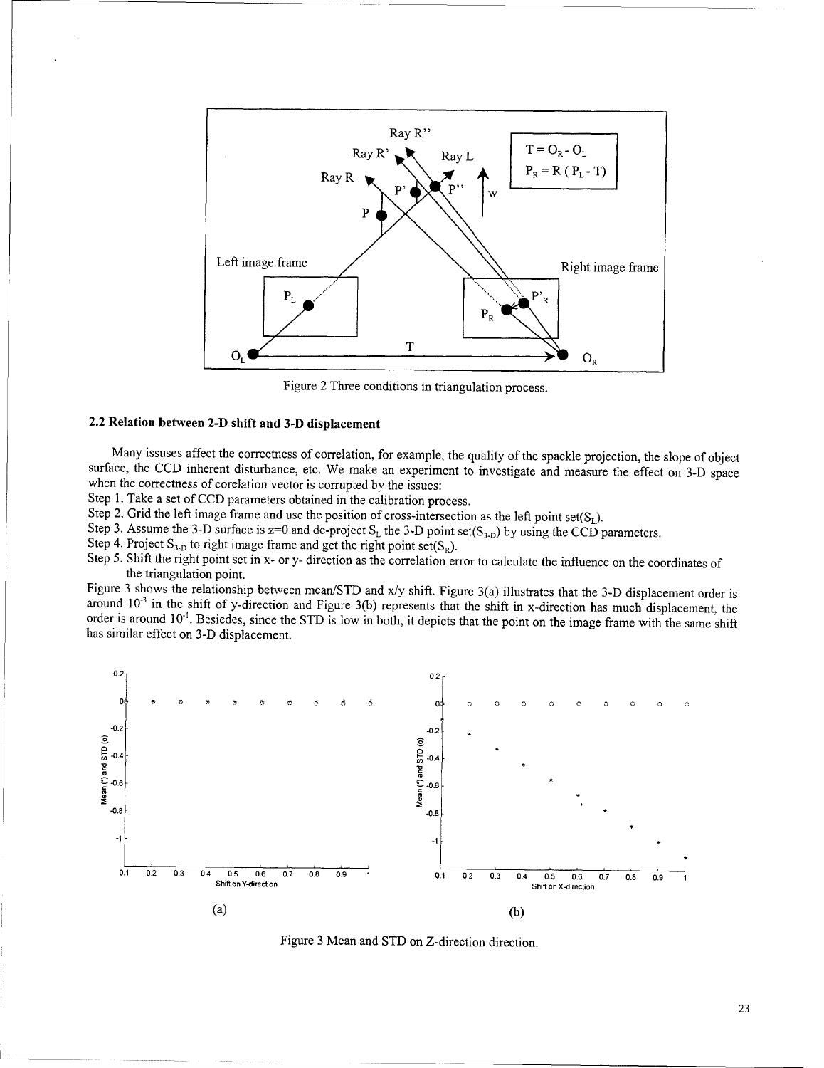Figure 2 Three conditions in triangulation process.

## 2.2 Relation between 2-D shift and 3-D displacement

Many issuses affect the correctness of correlation, for example, the quality of the spackle projection, the slope of object surface, the CCD inherent disturbance, etc. We make an experiment to investigate and measure the effect on 3-D space when the correctness of corelation vector is corrupted by the issues:

Step 1. Take a set of CCD parameters obtained in the calibration process.

Step 2. Grid the left image frame and use the position of cross-intersection as the left point set($S_L$).

Step 3. Assume the 3-D surface is z=0 and de-project $S_L$ the 3-D point set($S_{3\text{-}D}$) by using the CCD parameters.

Step 4. Project $S_{3\text{-}D}$ to right image frame and get the right point set($S_R$).

Step 5. Shift the right point set in x- or y- direction as the correlation error to calculate the influence on the coordinates of the triangulation point.

Figure 3 shows the relationship between mean/STD and x/y shift. Figure 3(a) illustrates that the 3-D displacement order is around $10^{-3}$ in the shift of y-direction and Figure 3(b) represents that the shift in x-direction has much displacement, the order is around $10^{-1}$. Besiedes, since the STD is low in both, it depicts that the point on the image frame with the same shift has similar effect on 3-D displacement.

(a) (b)

Figure 3 Mean and STD on Z-direction direction.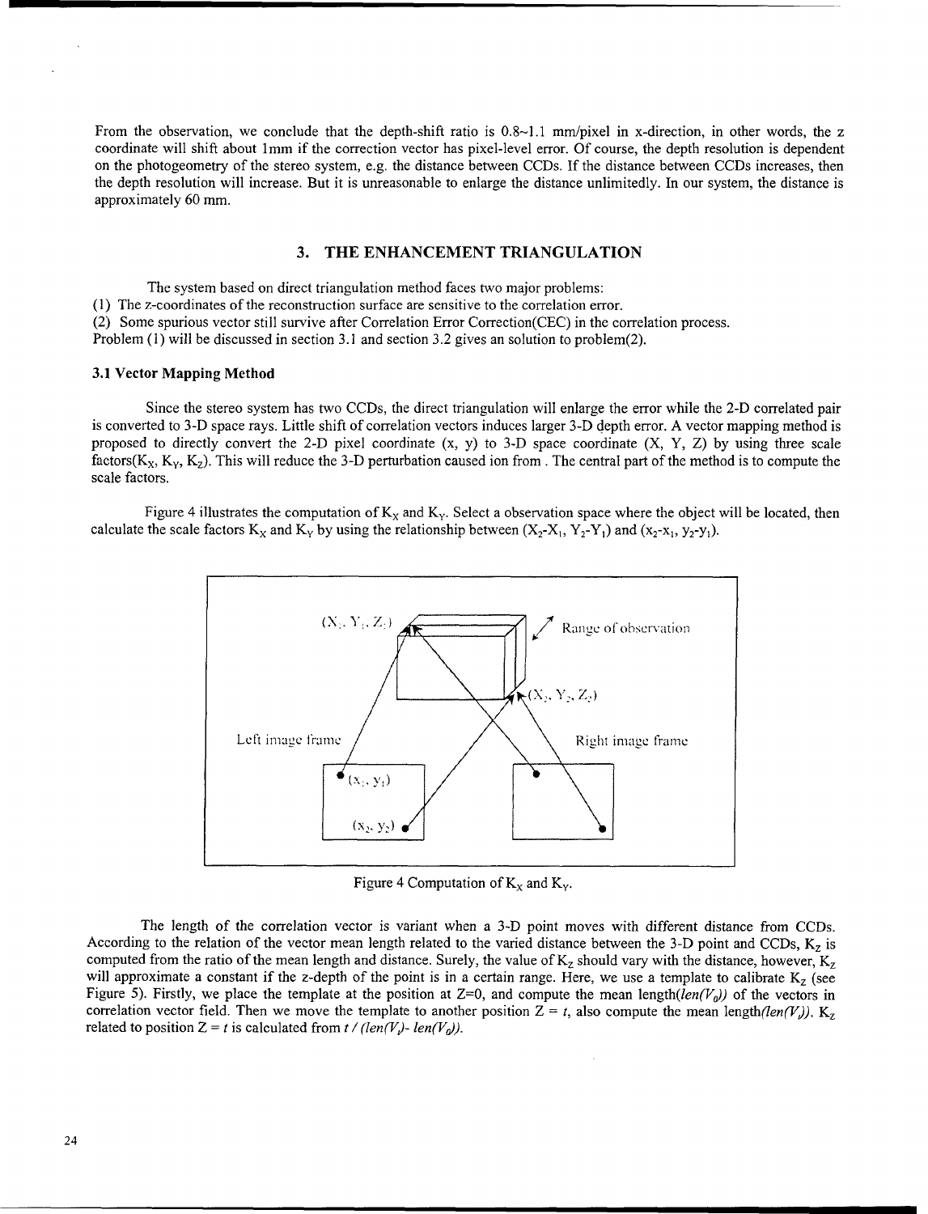From the observation, we conclude that the depth-shift ratio is 0.8~1.1 mm/pixel in x-direction, in other words, the z coordinate will shift about 1mm if the correction vector has pixel-level error. Of course, the depth resolution is dependent on the photogeometry of the stereo system, e.g. the distance between CCDs. If the distance between CCDs increases, then the depth resolution will increase. But it is unreasonable to enlarge the distance unlimitedly. In our system, the distance is approximately 60 mm.

## 3. THE ENHANCEMENT TRIANGULATION

The system based on direct triangulation method faces two major problems:

(1) The z-coordinates of the reconstruction surface are sensitive to the correlation error.

(2) Some spurious vector still survive after Correlation Error Correction(CEC) in the correlation process.

Problem (1) will be discussed in section 3.1 and section 3.2 gives an solution to problem(2).

### 3.1 Vector Mapping Method

Since the stereo system has two CCDs, the direct triangulation will enlarge the error while the 2-D correlated pair is converted to 3-D space rays. Little shift of correlation vectors induces larger 3-D depth error. A vector mapping method is proposed to directly convert the 2-D pixel coordinate (x, y) to 3-D space coordinate (X, Y, Z) by using three scale factors($K_X$, $K_Y$, $K_Z$). This will reduce the 3-D perturbation caused ion from . The central part of the method is to compute the scale factors.

Figure 4 illustrates the computation of $K_X$ and $K_Y$. Select a observation space where the object will be located, then calculate the scale factors $K_X$ and $K_Y$ by using the relationship between ($X_2$-$X_1$, $Y_2$-$Y_1$) and ($x_2$-$x_1$, $y_2$-$y_1$).

Figure 4 Computation of $K_X$ and $K_Y$.

The length of the correlation vector is variant when a 3-D point moves with different distance from CCDs. According to the relation of the vector mean length related to the varied distance between the 3-D point and CCDs, $K_Z$ is computed from the ratio of the mean length and distance. Surely, the value of $K_Z$ should vary with the distance, however, $K_Z$ will approximate a constant if the z-depth of the point is in a certain range. Here, we use a template to calibrate $K_Z$ (see Figure 5). Firstly, we place the template at the position at Z=0, and compute the mean length($len(V_0)$) of the vectors in correlation vector field. Then we move the template to another position Z = *t*, also compute the mean length($len(V_t)$). $K_Z$ related to position Z = *t* is calculated from $t / (len(V_t) - len(V_0))$.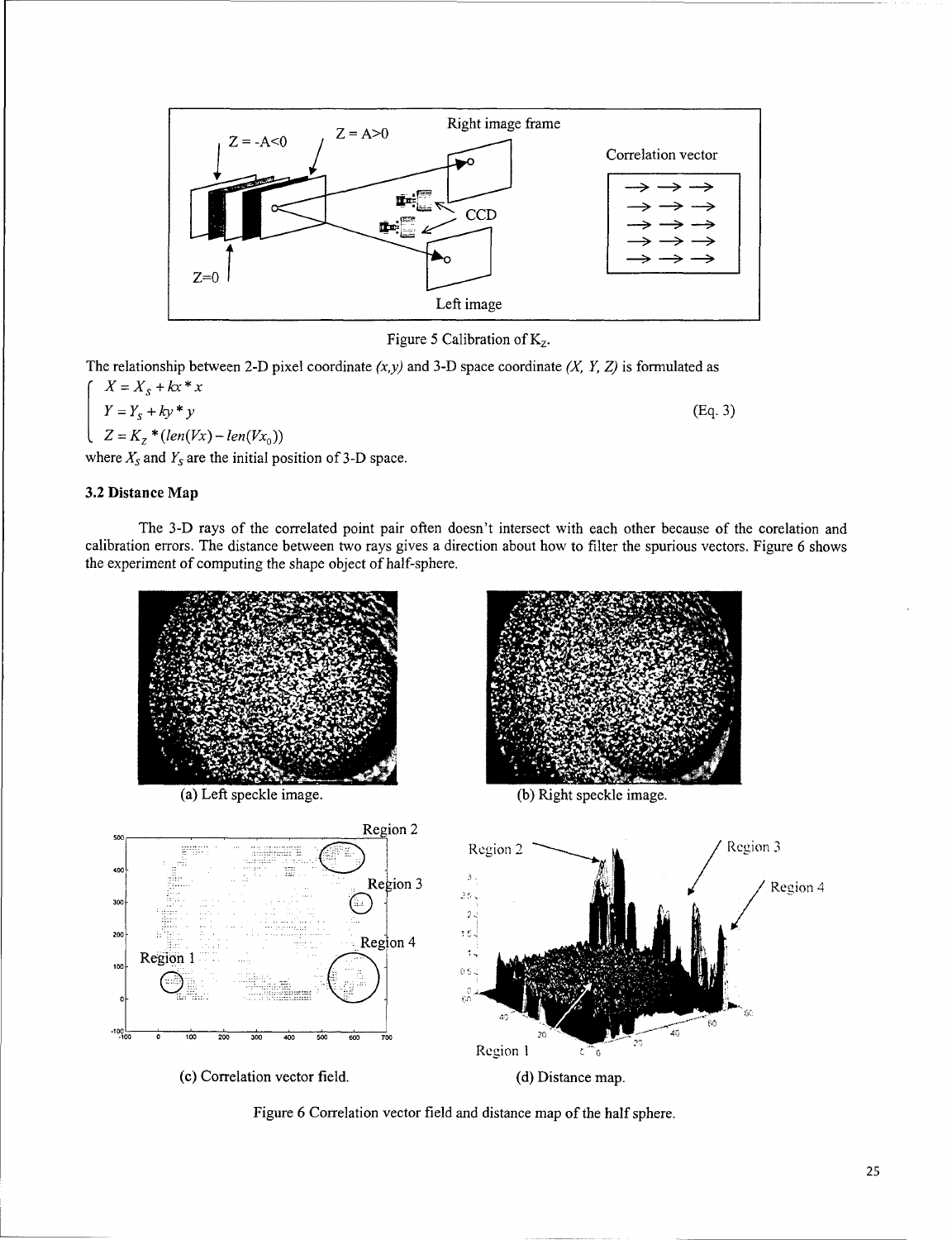Figure 5 Calibration of $K_Z$.

The relationship between 2-D pixel coordinate *(x,y)* and 3-D space coordinate *(X, Y, Z)* is formulated as

$$\begin{cases} X = X_S + kx * x \\ Y = Y_S + ky * y \\ Z = K_Z * (len(Vx) - len(Vx_0)) \end{cases} \quad \text{(Eq. 3)}$$

where $X_S$ and $Y_S$ are the initial position of 3-D space.

### 3.2 Distance Map

The 3-D rays of the correlated point pair often doesn't intersect with each other because of the corelation and calibration errors. The distance between two rays gives a direction about how to filter the spurious vectors. Figure 6 shows the experiment of computing the shape object of half-sphere.

(a) Left speckle image.

(b) Right speckle image.

(c) Correlation vector field.

(d) Distance map.

Figure 6 Correlation vector field and distance map of the half sphere.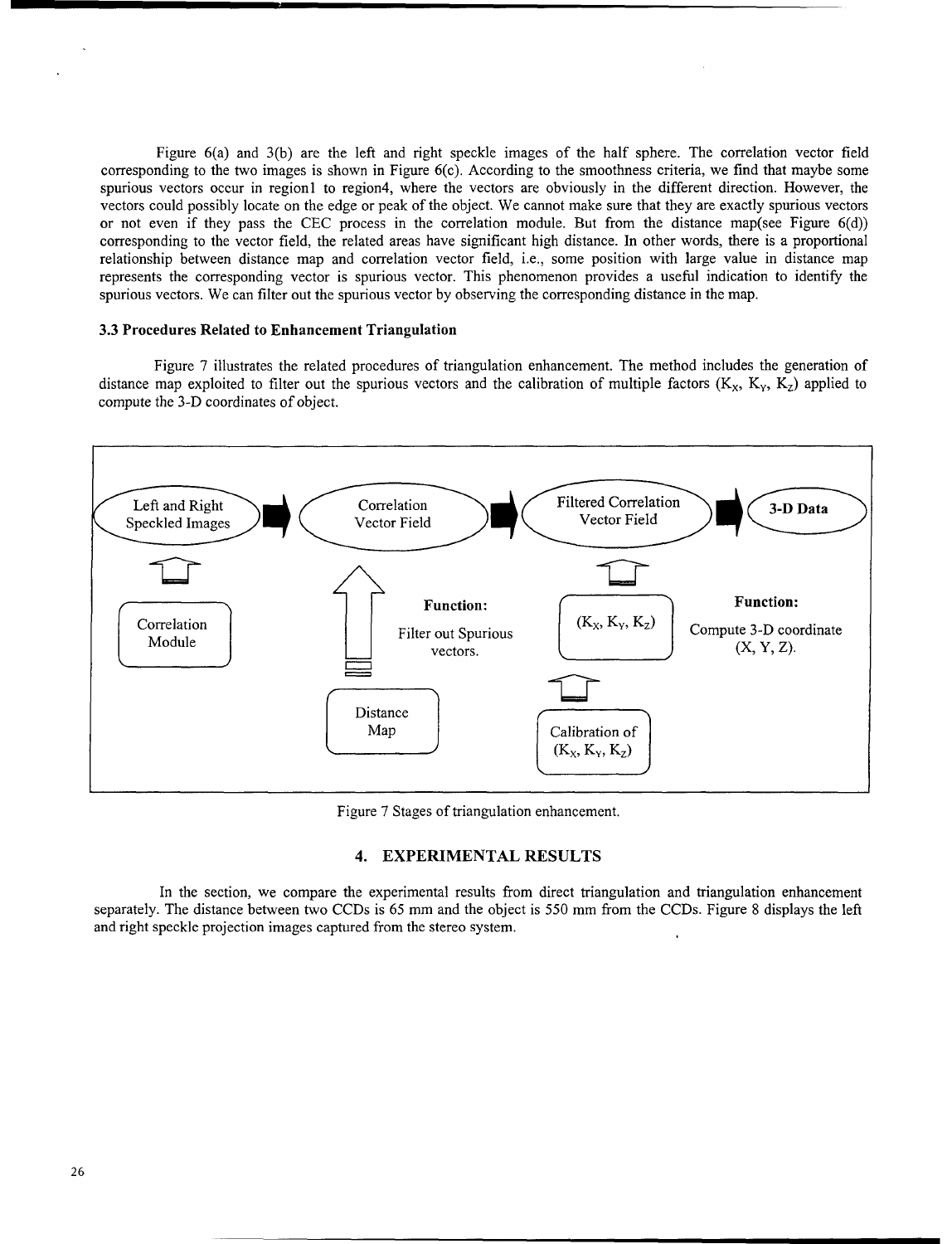Figure 6(a) and 3(b) are the left and right speckle images of the half sphere. The correlation vector field corresponding to the two images is shown in Figure 6(c). According to the smoothness criteria, we find that maybe some spurious vectors occur in region1 to region4, where the vectors are obviously in the different direction. However, the vectors could possibly locate on the edge or peak of the object. We cannot make sure that they are exactly spurious vectors or not even if they pass the CEC process in the correlation module. But from the distance map(see Figure 6(d)) corresponding to the vector field, the related areas have significant high distance. In other words, there is a proportional relationship between distance map and correlation vector field, i.e., some position with large value in distance map represents the corresponding vector is spurious vector. This phenomenon provides a useful indication to identify the spurious vectors. We can filter out the spurious vector by observing the corresponding distance in the map.

### 3.3 Procedures Related to Enhancement Triangulation

Figure 7 illustrates the related procedures of triangulation enhancement. The method includes the generation of distance map exploited to filter out the spurious vectors and the calibration of multiple factors ($K_X$, $K_Y$, $K_Z$) applied to compute the 3-D coordinates of object.

Left and Right Speckled Images → Correlation Vector Field → Filtered Correlation Vector Field → **3-D Data**

Correlation Module

**Function:** Filter out Spurious vectors.

Distance Map

($K_X$, $K_Y$, $K_Z$)

Calibration of ($K_X$, $K_Y$, $K_Z$)

**Function:** Compute 3-D coordinate (X, Y, Z).

Figure 7 Stages of triangulation enhancement.

## 4. EXPERIMENTAL RESULTS

In the section, we compare the experimental results from direct triangulation and triangulation enhancement separately. The distance between two CCDs is 65 mm and the object is 550 mm from the CCDs. Figure 8 displays the left and right speckle projection images captured from the stereo system.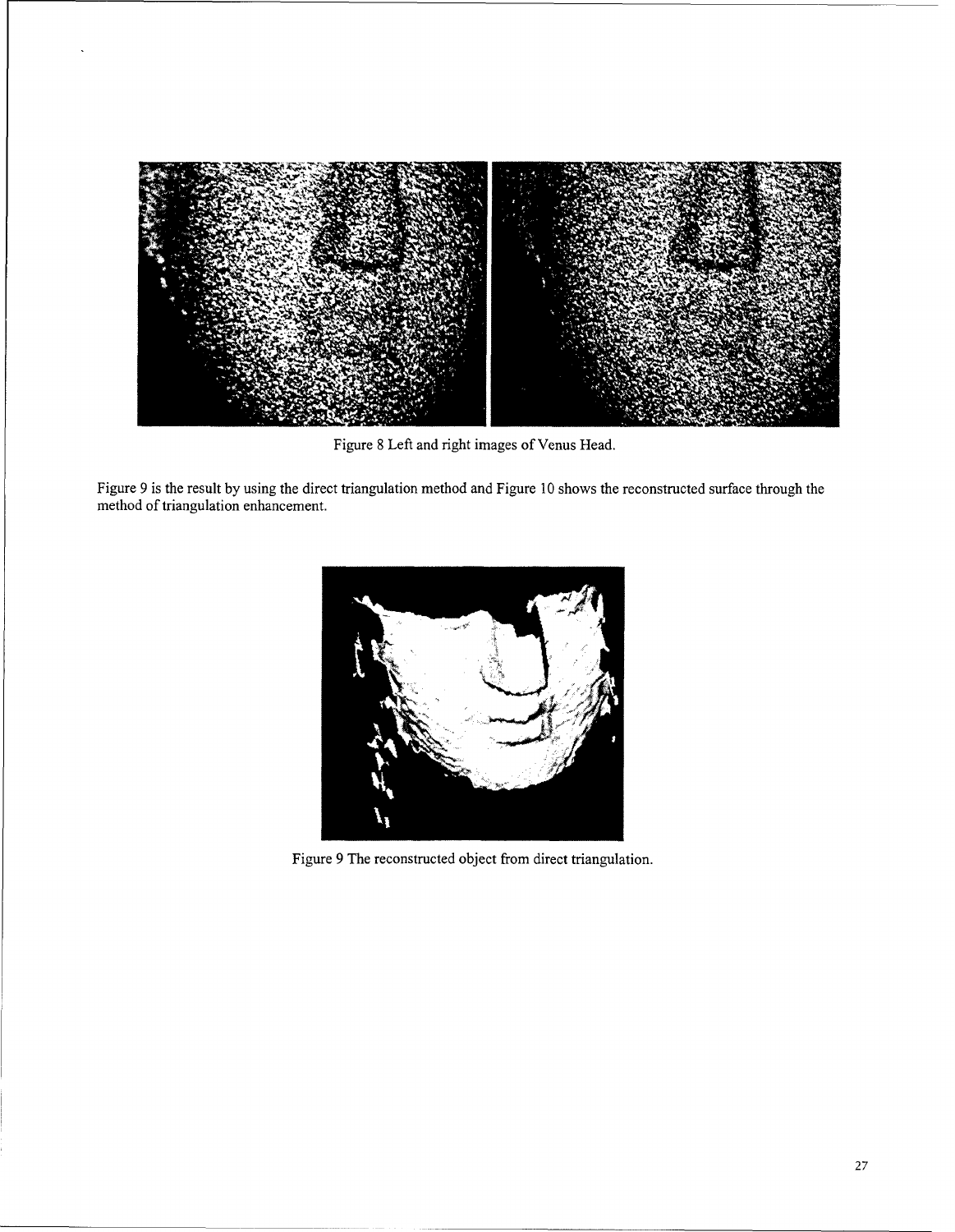Figure 8 Left and right images of Venus Head.

Figure 9 is the result by using the direct triangulation method and Figure 10 shows the reconstructed surface through the method of triangulation enhancement.

Figure 9 The reconstructed object from direct triangulation.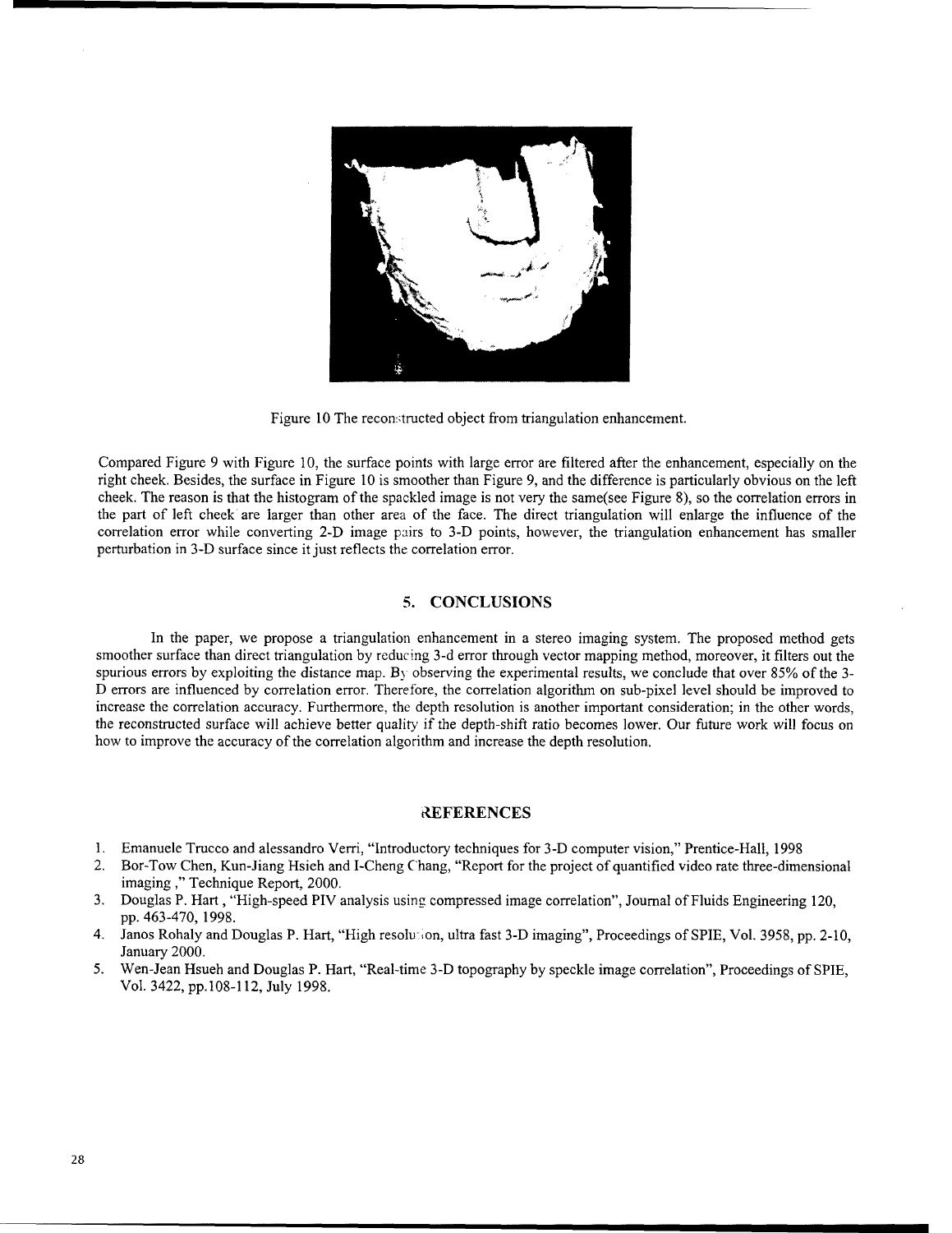Figure 10 The reconstructed object from triangulation enhancement.

Compared Figure 9 with Figure 10, the surface points with large error are filtered after the enhancement, especially on the right cheek. Besides, the surface in Figure 10 is smoother than Figure 9, and the difference is particularly obvious on the left cheek. The reason is that the histogram of the spackled image is not very the same(see Figure 8), so the correlation errors in the part of left cheek are larger than other area of the face. The direct triangulation will enlarge the influence of the correlation error while converting 2-D image pairs to 3-D points, however, the triangulation enhancement has smaller perturbation in 3-D surface since it just reflects the correlation error.

## 5. CONCLUSIONS

In the paper, we propose a triangulation enhancement in a stereo imaging system. The proposed method gets smoother surface than direct triangulation by reducing 3-d error through vector mapping method, moreover, it filters out the spurious errors by exploiting the distance map. By observing the experimental results, we conclude that over 85% of the 3-D errors are influenced by correlation error. Therefore, the correlation algorithm on sub-pixel level should be improved to increase the correlation accuracy. Furthermore, the depth resolution is another important consideration; in the other words, the reconstructed surface will achieve better quality if the depth-shift ratio becomes lower. Our future work will focus on how to improve the accuracy of the correlation algorithm and increase the depth resolution.

## REFERENCES

1. Emanuele Trucco and alessandro Verri, "Introductory techniques for 3-D computer vision," Prentice-Hall, 1998
2. Bor-Tow Chen, Kun-Jiang Hsieh and I-Cheng Chang, "Report for the project of quantified video rate three-dimensional imaging ," Technique Report, 2000.
3. Douglas P. Hart , "High-speed PIV analysis using compressed image correlation", Journal of Fluids Engineering 120, pp. 463-470, 1998.
4. Janos Rohaly and Douglas P. Hart, "High resolution, ultra fast 3-D imaging", Proceedings of SPIE, Vol. 3958, pp. 2-10, January 2000.
5. Wen-Jean Hsueh and Douglas P. Hart, "Real-time 3-D topography by speckle image correlation", Proceedings of SPIE, Vol. 3422, pp.108-112, July 1998.